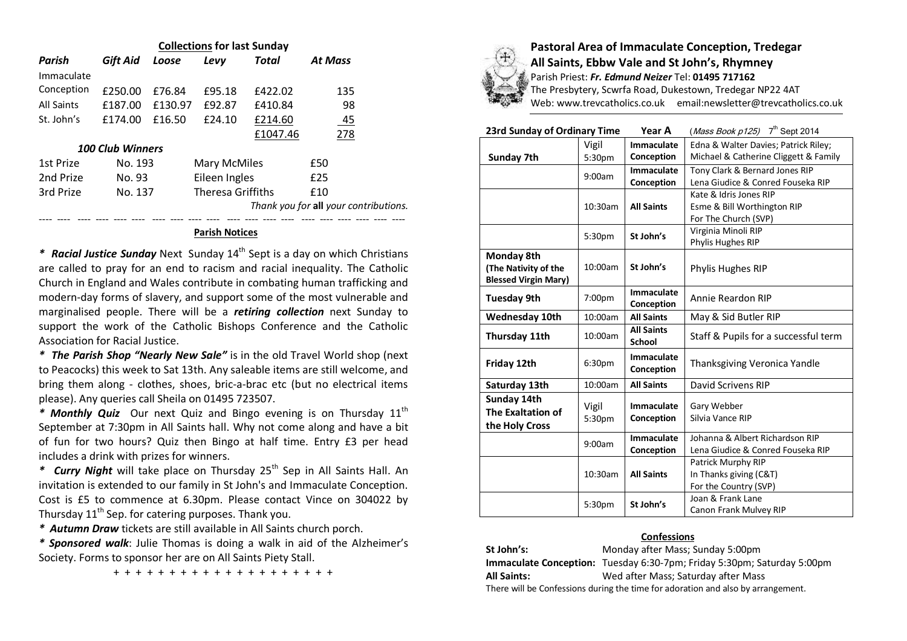## Collections for last Sunday

| Parish | Gift Aid | Loose | Levy | Total | At Mass |
|---|---|---|---|---|---|
| Immaculate Conception | £250.00 | £76.84 | £95.18 | £422.02 | 135 |
| All Saints | £187.00 | £130.97 | £92.87 | £410.84 | 98 |
| St. John's | £174.00 | £16.50 | £24.10 | £214.60 | 45 |
| | | | | £1047.46 | 278 |

### *100 Club Winners*

| | | | |
|---|---|---|---|
| 1st Prize | No. 193 | Mary McMiles | £50 |
| 2nd Prize | No. 93 | Eileen Ingles | £25 |
| 3rd Prize | No. 137 | Theresa Griffiths | £10 |

*Thank you for **all** your contributions.*

---

## Parish Notices

* ***Racial Justice Sunday*** Next Sunday 14th Sept is a day on which Christians are called to pray for an end to racism and racial inequality. The Catholic Church in England and Wales contribute in combating human trafficking and modern-day forms of slavery, and support some of the most vulnerable and marginalised people. There will be a ***retiring collection*** next Sunday to support the work of the Catholic Bishops Conference and the Catholic Association for Racial Justice.

* ***The Parish Shop "Nearly New Sale"*** is in the old Travel World shop (next to Peacocks) this week to Sat 13th. Any saleable items are still welcome, and bring them along - clothes, shoes, bric-a-brac etc (but no electrical items please). Any queries call Sheila on 01495 723507.

* ***Monthly Quiz*** Our next Quiz and Bingo evening is on Thursday 11th September at 7:30pm in All Saints hall. Why not come along and have a bit of fun for two hours? Quiz then Bingo at half time. Entry £3 per head includes a drink with prizes for winners.

* ***Curry Night*** will take place on Thursday 25th Sep in All Saints Hall. An invitation is extended to our family in St John's and Immaculate Conception. Cost is £5 to commence at 6.30pm. Please contact Vince on 304022 by Thursday 11th Sep. for catering purposes. Thank you.

* ***Autumn Draw*** tickets are still available in All Saints church porch.

* ***Sponsored walk***: Julie Thomas is doing a walk in aid of the Alzheimer's Society. Forms to sponsor her are on All Saints Piety Stall.

+ + + + + + + + + + + + + + + + + + + + +

# Pastoral Area of Immaculate Conception, Tredegar
## All Saints, Ebbw Vale and St John's, Rhymney

Parish Priest: ***Fr. Edmund Neizer*** Tel: **01495 717162**
The Presbytery, Scwrfa Road, Dukestown, Tredegar NP22 4AT
Web: www.trevcatholics.co.uk email:newsletter@trevcatholics.co.uk

**23rd Sunday of Ordinary Time** **Year A** (*Mass Book p125*) 7th Sept 2014

| Day | Time | Church | Intention |
|---|---|---|---|
| **Sunday 7th** | Vigil 5:30pm | **Immaculate Conception** | Edna & Walter Davies; Patrick Riley; Michael & Catherine Cliggett & Family |
| | 9:00am | **Immaculate Conception** | Tony Clark & Bernard Jones RIP; Lena Giudice & Conred Fouseka RIP |
| | 10:30am | **All Saints** | Kate & Idris Jones RIP; Esme & Bill Worthington RIP; For The Church (SVP) |
| | 5:30pm | **St John's** | Virginia Minoli RIP; Phylis Hughes RIP |
| **Monday 8th (The Nativity of the Blessed Virgin Mary)** | 10:00am | **St John's** | Phylis Hughes RIP |
| **Tuesday 9th** | 7:00pm | **Immaculate Conception** | Annie Reardon RIP |
| **Wednesday 10th** | 10:00am | **All Saints** | May & Sid Butler RIP |
| **Thursday 11th** | 10:00am | **All Saints School** | Staff & Pupils for a successful term |
| **Friday 12th** | 6:30pm | **Immaculate Conception** | Thanksgiving Veronica Yandle |
| **Saturday 13th** | 10:00am | **All Saints** | David Scrivens RIP |
| **Sunday 14th The Exaltation of the Holy Cross** | Vigil 5:30pm | **Immaculate Conception** | Gary Webber; Silvia Vance RIP |
| | 9:00am | **Immaculate Conception** | Johanna & Albert Richardson RIP; Lena Giudice & Conred Fouseka RIP |
| | 10:30am | **All Saints** | Patrick Murphy RIP; In Thanks giving (C&T); For the Country (SVP) |
| | 5:30pm | **St John's** | Joan & Frank Lane; Canon Frank Mulvey RIP |

## Confessions

**St John's:** Monday after Mass; Sunday 5:00pm
**Immaculate Conception:** Tuesday 6:30-7pm; Friday 5:30pm; Saturday 5:00pm
**All Saints:** Wed after Mass; Saturday after Mass

There will be Confessions during the time for adoration and also by arrangement.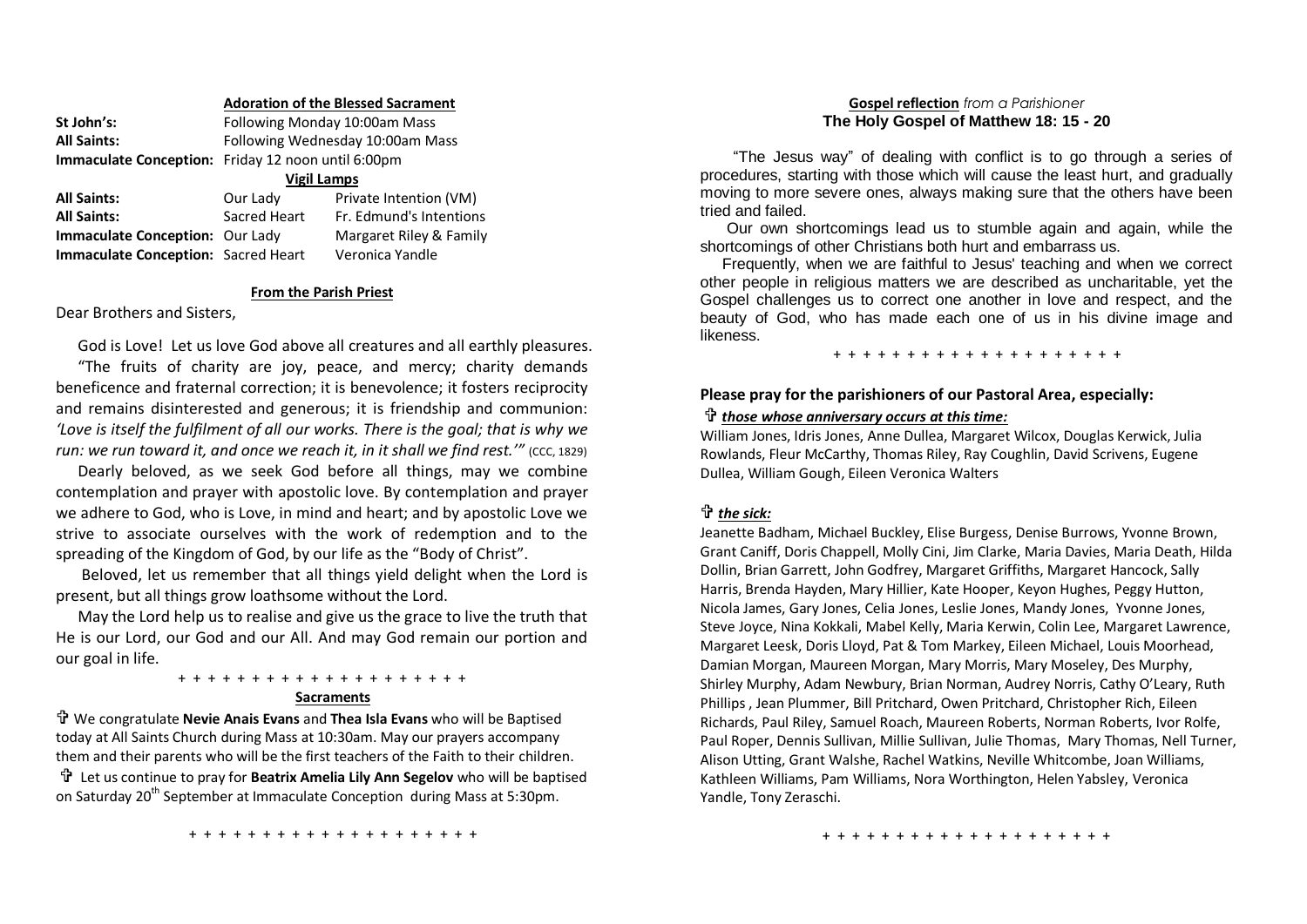**Adoration of the Blessed Sacrament**

| | | |
|---|---|---|
| **St John's:** | Following Monday 10:00am Mass | |
| **All Saints:** | Following Wednesday 10:00am Mass | |
| **Immaculate Conception:** | Friday 12 noon until 6:00pm | |

**Vigil Lamps**

| | | |
|---|---|---|
| **All Saints:** | Our Lady | Private Intention (VM) |
| **All Saints:** | Sacred Heart | Fr. Edmund's Intentions |
| **Immaculate Conception:** | Our Lady | Margaret Riley & Family |
| **Immaculate Conception:** | Sacred Heart | Veronica Yandle |

**From the Parish Priest**

Dear Brothers and Sisters,

God is Love! Let us love God above all creatures and all earthly pleasures.

"The fruits of charity are joy, peace, and mercy; charity demands beneficence and fraternal correction; it is benevolence; it fosters reciprocity and remains disinterested and generous; it is friendship and communion: *'Love is itself the fulfilment of all our works. There is the goal; that is why we run: we run toward it, and once we reach it, in it shall we find rest.'"* (CCC, 1829)

Dearly beloved, as we seek God before all things, may we combine contemplation and prayer with apostolic love. By contemplation and prayer we adhere to God, who is Love, in mind and heart; and by apostolic Love we strive to associate ourselves with the work of redemption and to the spreading of the Kingdom of God, by our life as the "Body of Christ".

Beloved, let us remember that all things yield delight when the Lord is present, but all things grow loathsome without the Lord.

May the Lord help us to realise and give us the grace to live the truth that He is our Lord, our God and our All. And may God remain our portion and our goal in life.

+ + + + + + + + + + + + + + + + + + + + +

**Sacraments**

✞ We congratulate **Nevie Anais Evans** and **Thea Isla Evans** who will be Baptised today at All Saints Church during Mass at 10:30am. May our prayers accompany them and their parents who will be the first teachers of the Faith to their children.

✞ Let us continue to pray for **Beatrix Amelia Lily Ann Segelov** who will be baptised on Saturday 20th September at Immaculate Conception during Mass at 5:30pm.

+ + + + + + + + + + + + + + + + + + + + +

**Gospel reflection** *from a Parishioner*

**The Holy Gospel of Matthew 18: 15 - 20**

"The Jesus way" of dealing with conflict is to go through a series of procedures, starting with those which will cause the least hurt, and gradually moving to more severe ones, always making sure that the others have been tried and failed.

Our own shortcomings lead us to stumble again and again, while the shortcomings of other Christians both hurt and embarrass us.

Frequently, when we are faithful to Jesus' teaching and when we correct other people in religious matters we are described as uncharitable, yet the Gospel challenges us to correct one another in love and respect, and the beauty of God, who has made each one of us in his divine image and likeness.

+ + + + + + + + + + + + + + + + + + + + +

**Please pray for the parishioners of our Pastoral Area, especially:**

✞ ***those whose anniversary occurs at this time:***

William Jones, Idris Jones, Anne Dullea, Margaret Wilcox, Douglas Kerwick, Julia Rowlands, Fleur McCarthy, Thomas Riley, Ray Coughlin, David Scrivens, Eugene Dullea, William Gough, Eileen Veronica Walters

✞ ***the sick:***

Jeanette Badham, Michael Buckley, Elise Burgess, Denise Burrows, Yvonne Brown, Grant Caniff, Doris Chappell, Molly Cini, Jim Clarke, Maria Davies, Maria Death, Hilda Dollin, Brian Garrett, John Godfrey, Margaret Griffiths, Margaret Hancock, Sally Harris, Brenda Hayden, Mary Hillier, Kate Hooper, Keyon Hughes, Peggy Hutton, Nicola James, Gary Jones, Celia Jones, Leslie Jones, Mandy Jones, Yvonne Jones, Steve Joyce, Nina Kokkali, Mabel Kelly, Maria Kerwin, Colin Lee, Margaret Lawrence, Margaret Leesk, Doris Lloyd, Pat & Tom Markey, Eileen Michael, Louis Moorhead, Damian Morgan, Maureen Morgan, Mary Morris, Mary Moseley, Des Murphy, Shirley Murphy, Adam Newbury, Brian Norman, Audrey Norris, Cathy O'Leary, Ruth Phillips , Jean Plummer, Bill Pritchard, Owen Pritchard, Christopher Rich, Eileen Richards, Paul Riley, Samuel Roach, Maureen Roberts, Norman Roberts, Ivor Rolfe, Paul Roper, Dennis Sullivan, Millie Sullivan, Julie Thomas, Mary Thomas, Nell Turner, Alison Utting, Grant Walshe, Rachel Watkins, Neville Whitcombe, Joan Williams, Kathleen Williams, Pam Williams, Nora Worthington, Helen Yabsley, Veronica Yandle, Tony Zeraschi.

+ + + + + + + + + + + + + + + + + + + + +